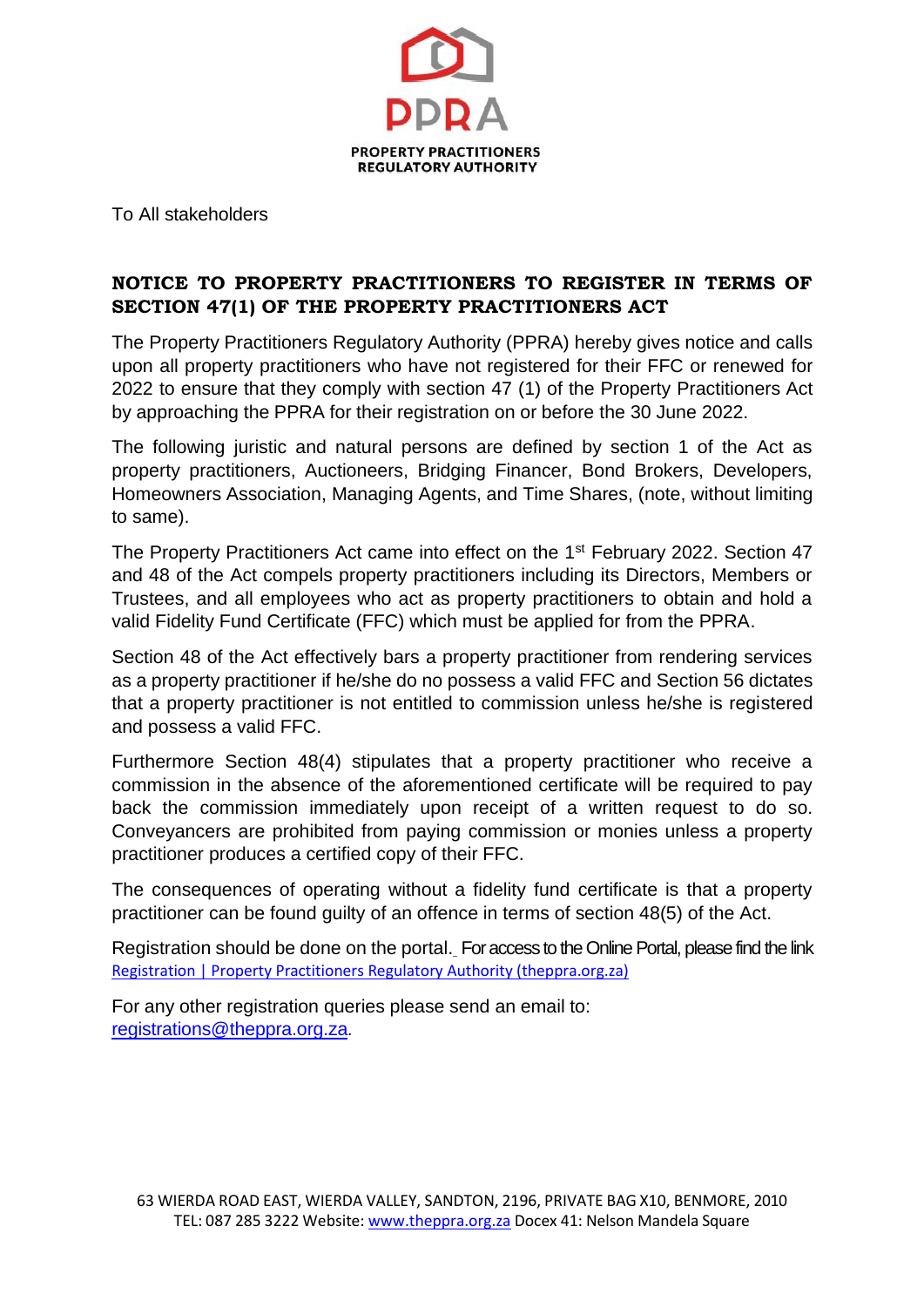PPRA

PROPERTY PRACTITIONERS REGULATORY AUTHORITY

To All stakeholders

## NOTICE TO PROPERTY PRACTITIONERS TO REGISTER IN TERMS OF SECTION 47(1) OF THE PROPERTY PRACTITIONERS ACT

The Property Practitioners Regulatory Authority (PPRA) hereby gives notice and calls upon all property practitioners who have not registered for their FFC or renewed for 2022 to ensure that they comply with section 47 (1) of the Property Practitioners Act by approaching the PPRA for their registration on or before the 30 June 2022.

The following juristic and natural persons are defined by section 1 of the Act as property practitioners, Auctioneers, Bridging Financer, Bond Brokers, Developers, Homeowners Association, Managing Agents, and Time Shares, (note, without limiting to same).

The Property Practitioners Act came into effect on the 1st February 2022. Section 47 and 48 of the Act compels property practitioners including its Directors, Members or Trustees, and all employees who act as property practitioners to obtain and hold a valid Fidelity Fund Certificate (FFC) which must be applied for from the PPRA.

Section 48 of the Act effectively bars a property practitioner from rendering services as a property practitioner if he/she do no possess a valid FFC and Section 56 dictates that a property practitioner is not entitled to commission unless he/she is registered and possess a valid FFC.

Furthermore Section 48(4) stipulates that a property practitioner who receive a commission in the absence of the aforementioned certificate will be required to pay back the commission immediately upon receipt of a written request to do so. Conveyancers are prohibited from paying commission or monies unless a property practitioner produces a certified copy of their FFC.

The consequences of operating without a fidelity fund certificate is that a property practitioner can be found guilty of an offence in terms of section 48(5) of the Act.

Registration should be done on the portal. For access to the Online Portal, please find the link [Registration | Property Practitioners Regulatory Authority (theppra.org.za)](https://theppra.org.za)

For any other registration queries please send an email to: [registrations@theppra.org.za](mailto:registrations@theppra.org.za).

63 WIERDA ROAD EAST, WIERDA VALLEY, SANDTON, 2196, PRIVATE BAG X10, BENMORE, 2010
TEL: 087 285 3222 Website: [www.theppra.org.za](http://www.theppra.org.za) Docex 41: Nelson Mandela Square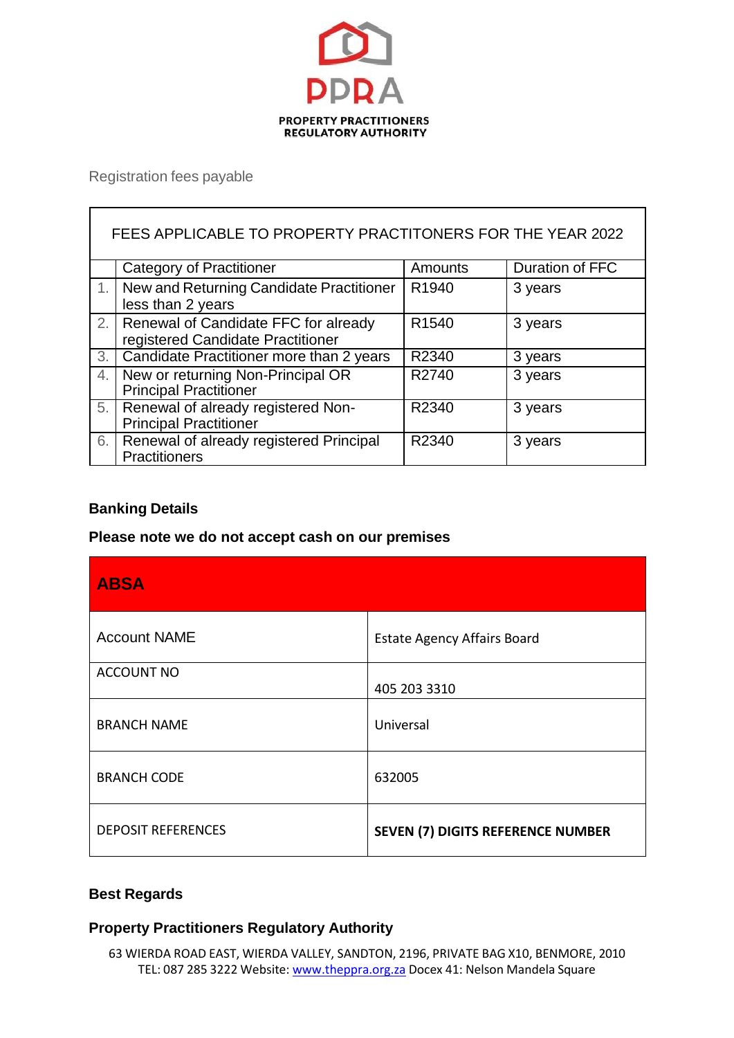**PPRA**

**PROPERTY PRACTITIONERS REGULATORY AUTHORITY**

Registration fees payable

| FEES APPLICABLE TO PROPERTY PRACTITONERS FOR THE YEAR 2022 | | | |
|---|---|---|---|
| | Category of Practitioner | Amounts | Duration of FFC |
| 1. | New and Returning Candidate Practitioner less than 2 years | R1940 | 3 years |
| 2. | Renewal of Candidate FFC for already registered Candidate Practitioner | R1540 | 3 years |
| 3. | Candidate Practitioner more than 2 years | R2340 | 3 years |
| 4. | New or returning Non-Principal OR Principal Practitioner | R2740 | 3 years |
| 5. | Renewal of already registered Non-Principal Practitioner | R2340 | 3 years |
| 6. | Renewal of already registered Principal Practitioners | R2340 | 3 years |

**Banking Details**

**Please note we do not accept cash on our premises**

| **ABSA** | |
|---|---|
| Account NAME | Estate Agency Affairs Board |
| ACCOUNT NO | 405 203 3310 |
| BRANCH NAME | Universal |
| BRANCH CODE | 632005 |
| DEPOSIT REFERENCES | **SEVEN (7) DIGITS REFERENCE NUMBER** |

**Best Regards**

**Property Practitioners Regulatory Authority**

63 WIERDA ROAD EAST, WIERDA VALLEY, SANDTON, 2196, PRIVATE BAG X10, BENMORE, 2010
TEL: 087 285 3222 Website: www.theppra.org.za Docex 41: Nelson Mandela Square